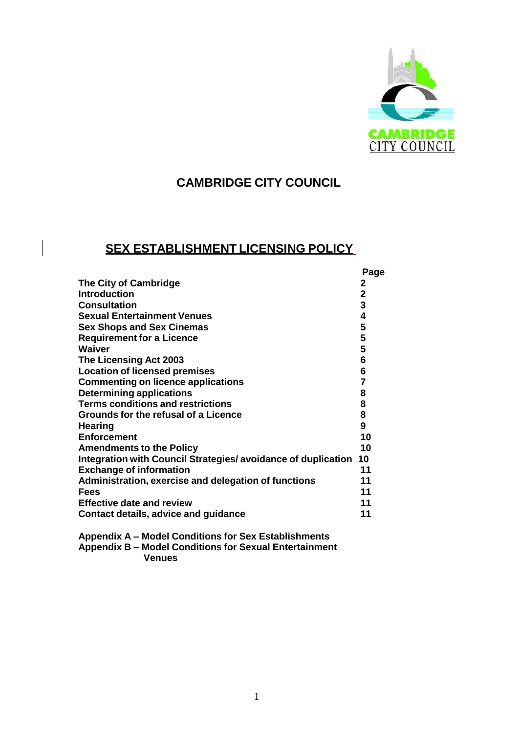CAMBRIDGE CITY COUNCIL

# CAMBRIDGE CITY COUNCIL

## SEX ESTABLISHMENT LICENSING POLICY

| | Page |
|---|---|
| **The City of Cambridge** | **2** |
| **Introduction** | **2** |
| **Consultation** | **3** |
| **Sexual Entertainment Venues** | **4** |
| **Sex Shops and Sex Cinemas** | **5** |
| **Requirement for a Licence** | **5** |
| **Waiver** | **5** |
| **The Licensing Act 2003** | **6** |
| **Location of licensed premises** | **6** |
| **Commenting on licence applications** | **7** |
| **Determining applications** | **8** |
| **Terms conditions and restrictions** | **8** |
| **Grounds for the refusal of a Licence** | **8** |
| **Hearing** | **9** |
| **Enforcement** | **10** |
| **Amendments to the Policy** | **10** |
| **Integration with Council Strategies/ avoidance of duplication** | **10** |
| **Exchange of information** | **11** |
| **Administration, exercise and delegation of functions** | **11** |
| **Fees** | **11** |
| **Effective date and review** | **11** |
| **Contact details, advice and guidance** | **11** |

**Appendix A – Model Conditions for Sex Establishments**
**Appendix B – Model Conditions for Sexual Entertainment Venues**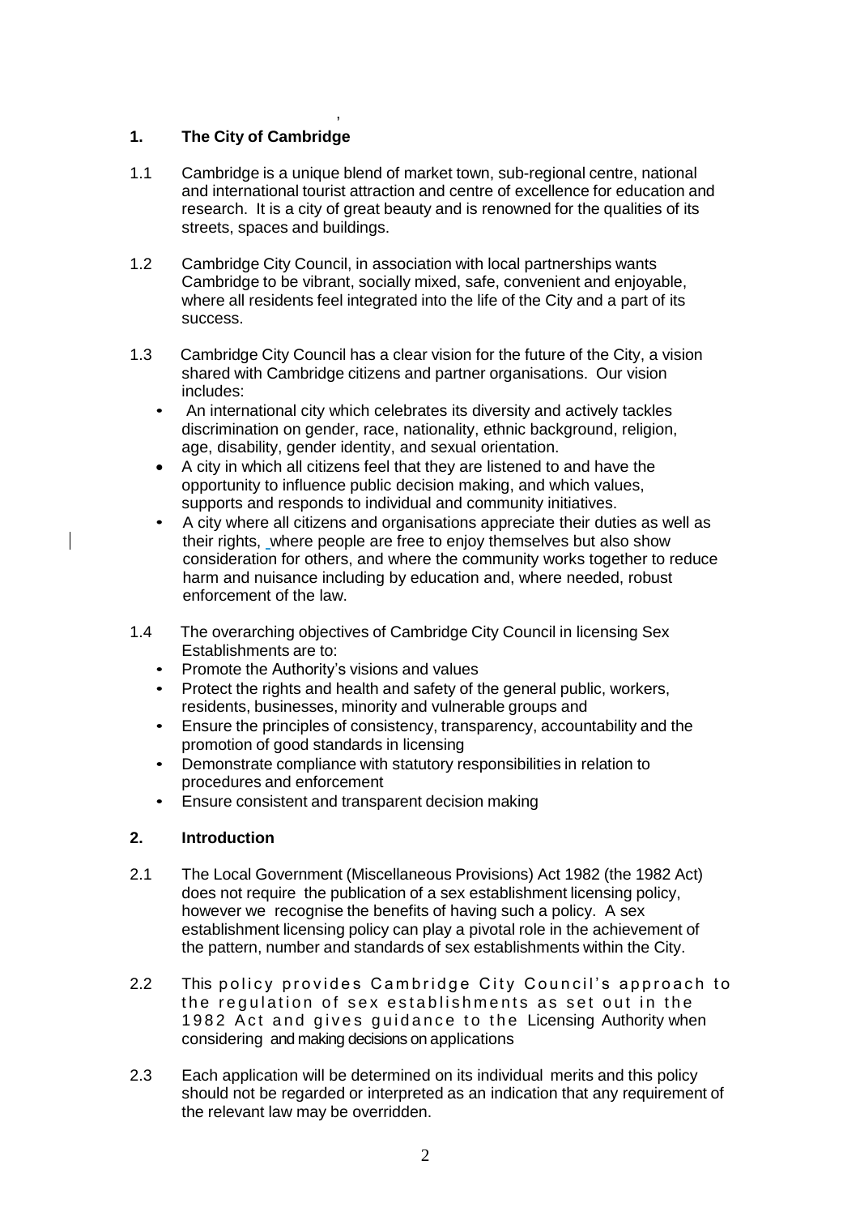## 1. The City of Cambridge

1.1 Cambridge is a unique blend of market town, sub-regional centre, national and international tourist attraction and centre of excellence for education and research. It is a city of great beauty and is renowned for the qualities of its streets, spaces and buildings.

1.2 Cambridge City Council, in association with local partnerships wants Cambridge to be vibrant, socially mixed, safe, convenient and enjoyable, where all residents feel integrated into the life of the City and a part of its success.

1.3 Cambridge City Council has a clear vision for the future of the City, a vision shared with Cambridge citizens and partner organisations. Our vision includes:

- An international city which celebrates its diversity and actively tackles discrimination on gender, race, nationality, ethnic background, religion, age, disability, gender identity, and sexual orientation.
- A city in which all citizens feel that they are listened to and have the opportunity to influence public decision making, and which values, supports and responds to individual and community initiatives.
- A city where all citizens and organisations appreciate their duties as well as their rights, where people are free to enjoy themselves but also show consideration for others, and where the community works together to reduce harm and nuisance including by education and, where needed, robust enforcement of the law.

1.4 The overarching objectives of Cambridge City Council in licensing Sex Establishments are to:

- Promote the Authority's visions and values
- Protect the rights and health and safety of the general public, workers, residents, businesses, minority and vulnerable groups and
- Ensure the principles of consistency, transparency, accountability and the promotion of good standards in licensing
- Demonstrate compliance with statutory responsibilities in relation to procedures and enforcement
- Ensure consistent and transparent decision making

## 2. Introduction

2.1 The Local Government (Miscellaneous Provisions) Act 1982 (the 1982 Act) does not require the publication of a sex establishment licensing policy, however we recognise the benefits of having such a policy. A sex establishment licensing policy can play a pivotal role in the achievement of the pattern, number and standards of sex establishments within the City.

2.2 This policy provides Cambridge City Council's approach to the regulation of sex establishments as set out in the 1982 Act and gives guidance to the Licensing Authority when considering and making decisions on applications

2.3 Each application will be determined on its individual merits and this policy should not be regarded or interpreted as an indication that any requirement of the relevant law may be overridden.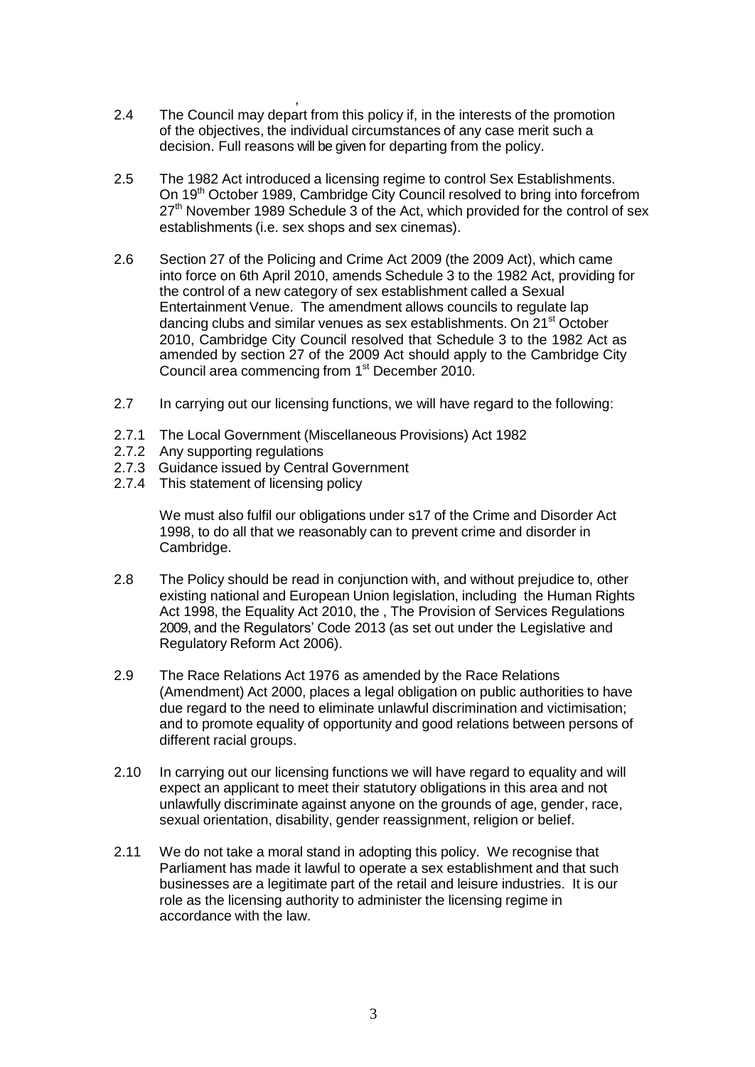2.4 The Council may depart from this policy if, in the interests of the promotion of the objectives, the individual circumstances of any case merit such a decision. Full reasons will be given for departing from the policy.

2.5 The 1982 Act introduced a licensing regime to control Sex Establishments. On 19th October 1989, Cambridge City Council resolved to bring into forcefrom 27th November 1989 Schedule 3 of the Act, which provided for the control of sex establishments (i.e. sex shops and sex cinemas).

2.6 Section 27 of the Policing and Crime Act 2009 (the 2009 Act), which came into force on 6th April 2010, amends Schedule 3 to the 1982 Act, providing for the control of a new category of sex establishment called a Sexual Entertainment Venue. The amendment allows councils to regulate lap dancing clubs and similar venues as sex establishments. On 21st October 2010, Cambridge City Council resolved that Schedule 3 to the 1982 Act as amended by section 27 of the 2009 Act should apply to the Cambridge City Council area commencing from 1st December 2010.

2.7 In carrying out our licensing functions, we will have regard to the following:

2.7.1 The Local Government (Miscellaneous Provisions) Act 1982
2.7.2 Any supporting regulations
2.7.3 Guidance issued by Central Government
2.7.4 This statement of licensing policy

We must also fulfil our obligations under s17 of the Crime and Disorder Act 1998, to do all that we reasonably can to prevent crime and disorder in Cambridge.

2.8 The Policy should be read in conjunction with, and without prejudice to, other existing national and European Union legislation, including the Human Rights Act 1998, the Equality Act 2010, the , The Provision of Services Regulations 2009, and the Regulators' Code 2013 (as set out under the Legislative and Regulatory Reform Act 2006).

2.9 The Race Relations Act 1976 as amended by the Race Relations (Amendment) Act 2000, places a legal obligation on public authorities to have due regard to the need to eliminate unlawful discrimination and victimisation; and to promote equality of opportunity and good relations between persons of different racial groups.

2.10 In carrying out our licensing functions we will have regard to equality and will expect an applicant to meet their statutory obligations in this area and not unlawfully discriminate against anyone on the grounds of age, gender, race, sexual orientation, disability, gender reassignment, religion or belief.

2.11 We do not take a moral stand in adopting this policy. We recognise that Parliament has made it lawful to operate a sex establishment and that such businesses are a legitimate part of the retail and leisure industries. It is our role as the licensing authority to administer the licensing regime in accordance with the law.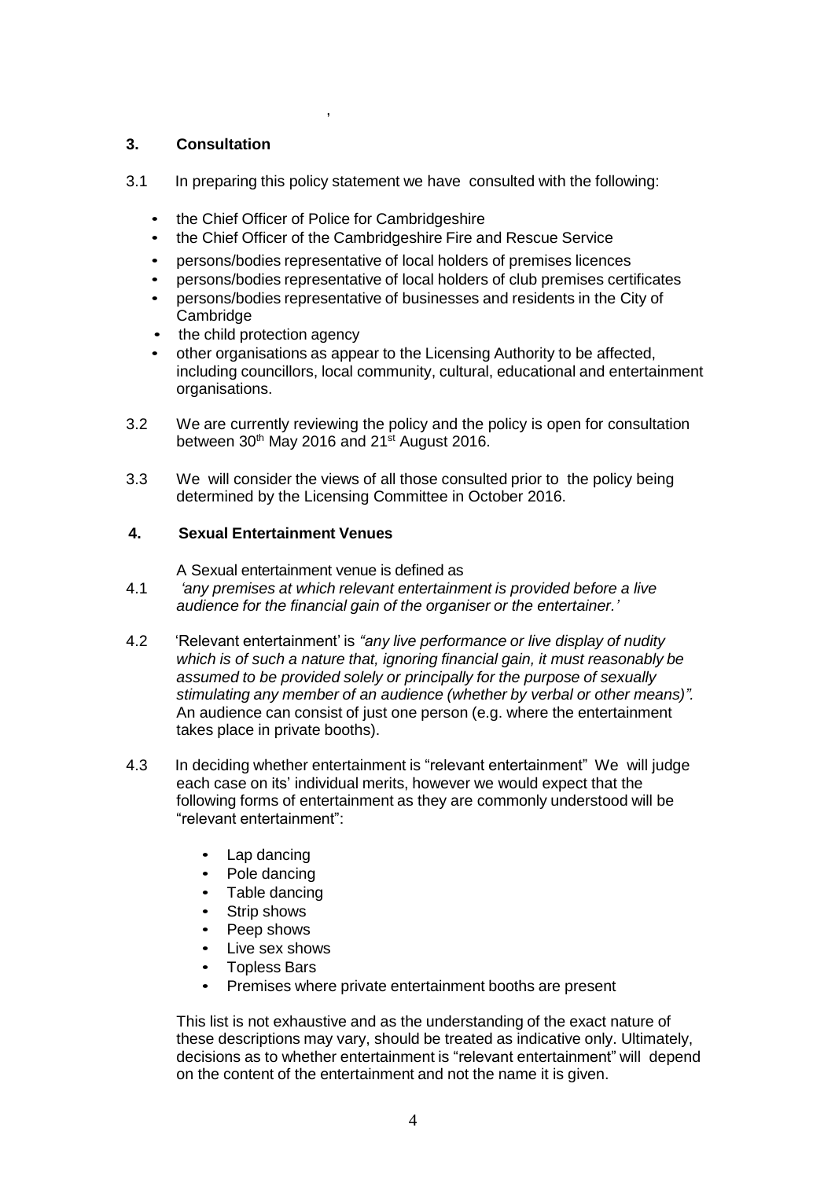,

## 3. Consultation

3.1 In preparing this policy statement we have consulted with the following:

- the Chief Officer of Police for Cambridgeshire
- the Chief Officer of the Cambridgeshire Fire and Rescue Service
- persons/bodies representative of local holders of premises licences
- persons/bodies representative of local holders of club premises certificates
- persons/bodies representative of businesses and residents in the City of Cambridge
- the child protection agency
- other organisations as appear to the Licensing Authority to be affected, including councillors, local community, cultural, educational and entertainment organisations.

3.2 We are currently reviewing the policy and the policy is open for consultation between 30th May 2016 and 21st August 2016.

3.3 We will consider the views of all those consulted prior to the policy being determined by the Licensing Committee in October 2016.

## 4. Sexual Entertainment Venues

A Sexual entertainment venue is defined as

4.1 *'any premises at which relevant entertainment is provided before a live audience for the financial gain of the organiser or the entertainer.'*

4.2 'Relevant entertainment' is *"any live performance or live display of nudity which is of such a nature that, ignoring financial gain, it must reasonably be assumed to be provided solely or principally for the purpose of sexually stimulating any member of an audience (whether by verbal or other means)".* An audience can consist of just one person (e.g. where the entertainment takes place in private booths).

4.3 In deciding whether entertainment is "relevant entertainment" We will judge each case on its' individual merits, however we would expect that the following forms of entertainment as they are commonly understood will be "relevant entertainment":

- Lap dancing
- Pole dancing
- Table dancing
- Strip shows
- Peep shows
- Live sex shows
- Topless Bars
- Premises where private entertainment booths are present

This list is not exhaustive and as the understanding of the exact nature of these descriptions may vary, should be treated as indicative only. Ultimately, decisions as to whether entertainment is "relevant entertainment" will depend on the content of the entertainment and not the name it is given.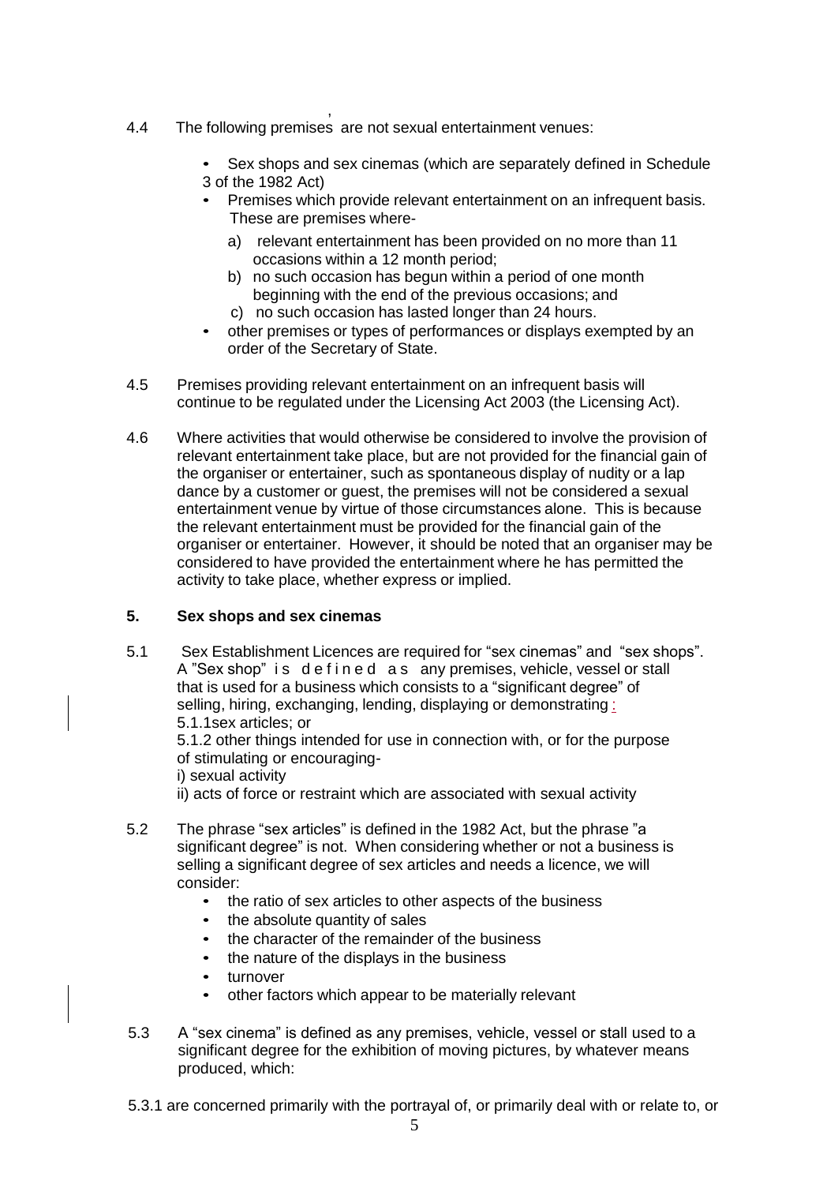4.4 The following premises are not sexual entertainment venues:

- Sex shops and sex cinemas (which are separately defined in Schedule 3 of the 1982 Act)
- Premises which provide relevant entertainment on an infrequent basis. These are premises where-
  - a) relevant entertainment has been provided on no more than 11 occasions within a 12 month period;
  - b) no such occasion has begun within a period of one month beginning with the end of the previous occasions; and
  - c) no such occasion has lasted longer than 24 hours.
- other premises or types of performances or displays exempted by an order of the Secretary of State.

4.5 Premises providing relevant entertainment on an infrequent basis will continue to be regulated under the Licensing Act 2003 (the Licensing Act).

4.6 Where activities that would otherwise be considered to involve the provision of relevant entertainment take place, but are not provided for the financial gain of the organiser or entertainer, such as spontaneous display of nudity or a lap dance by a customer or guest, the premises will not be considered a sexual entertainment venue by virtue of those circumstances alone. This is because the relevant entertainment must be provided for the financial gain of the organiser or entertainer. However, it should be noted that an organiser may be considered to have provided the entertainment where he has permitted the activity to take place, whether express or implied.

## 5. Sex shops and sex cinemas

5.1 Sex Establishment Licences are required for "sex cinemas" and "sex shops". A "Sex shop" is defined as any premises, vehicle, vessel or stall that is used for a business which consists to a "significant degree" of selling, hiring, exchanging, lending, displaying or demonstrating:

5.1.1 sex articles; or

5.1.2 other things intended for use in connection with, or for the purpose of stimulating or encouraging-

i) sexual activity

ii) acts of force or restraint which are associated with sexual activity

5.2 The phrase "sex articles" is defined in the 1982 Act, but the phrase "a significant degree" is not. When considering whether or not a business is selling a significant degree of sex articles and needs a licence, we will consider:

- the ratio of sex articles to other aspects of the business
- the absolute quantity of sales
- the character of the remainder of the business
- the nature of the displays in the business
- turnover
- other factors which appear to be materially relevant

5.3 A "sex cinema" is defined as any premises, vehicle, vessel or stall used to a significant degree for the exhibition of moving pictures, by whatever means produced, which:

5.3.1 are concerned primarily with the portrayal of, or primarily deal with or relate to, or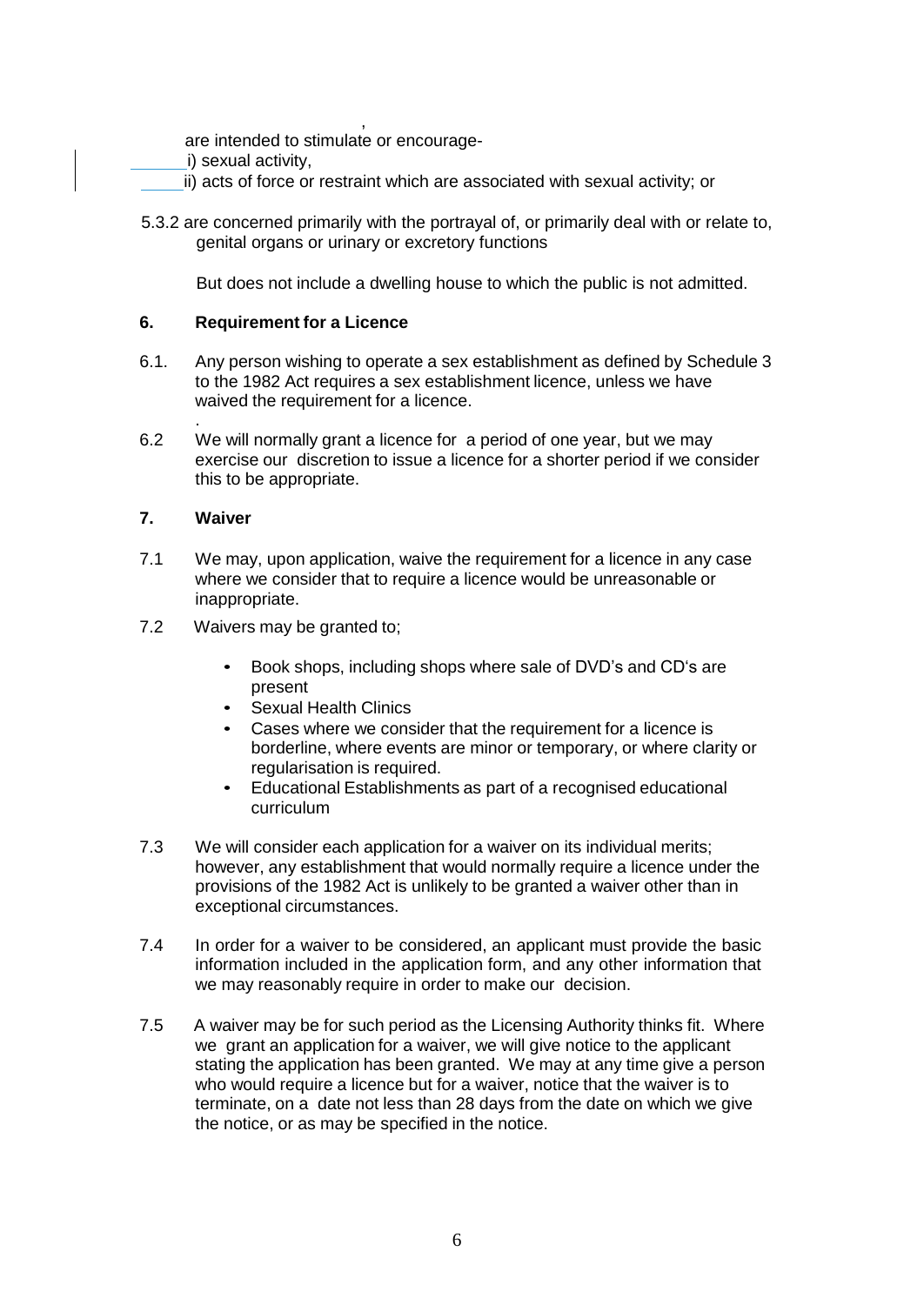are intended to stimulate or encourage-

i) sexual activity,

ii) acts of force or restraint which are associated with sexual activity; or

5.3.2 are concerned primarily with the portrayal of, or primarily deal with or relate to, genital organs or urinary or excretory functions

But does not include a dwelling house to which the public is not admitted.

## 6. Requirement for a Licence

6.1. Any person wishing to operate a sex establishment as defined by Schedule 3 to the 1982 Act requires a sex establishment licence, unless we have waived the requirement for a licence.

6.2 We will normally grant a licence for a period of one year, but we may exercise our discretion to issue a licence for a shorter period if we consider this to be appropriate.

## 7. Waiver

7.1 We may, upon application, waive the requirement for a licence in any case where we consider that to require a licence would be unreasonable or inappropriate.

7.2 Waivers may be granted to;

- Book shops, including shops where sale of DVD's and CD's are present
- Sexual Health Clinics
- Cases where we consider that the requirement for a licence is borderline, where events are minor or temporary, or where clarity or regularisation is required.
- Educational Establishments as part of a recognised educational curriculum

7.3 We will consider each application for a waiver on its individual merits; however, any establishment that would normally require a licence under the provisions of the 1982 Act is unlikely to be granted a waiver other than in exceptional circumstances.

7.4 In order for a waiver to be considered, an applicant must provide the basic information included in the application form, and any other information that we may reasonably require in order to make our decision.

7.5 A waiver may be for such period as the Licensing Authority thinks fit. Where we grant an application for a waiver, we will give notice to the applicant stating the application has been granted. We may at any time give a person who would require a licence but for a waiver, notice that the waiver is to terminate, on a date not less than 28 days from the date on which we give the notice, or as may be specified in the notice.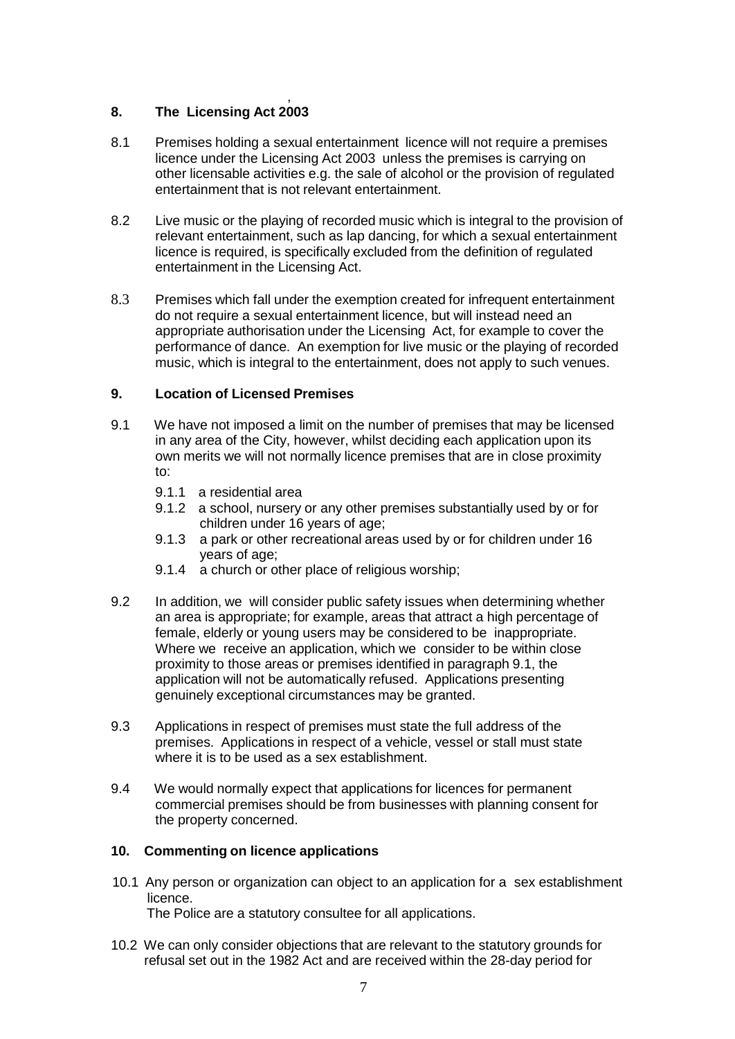## 8. The Licensing Act 2003

8.1 Premises holding a sexual entertainment licence will not require a premises licence under the Licensing Act 2003 unless the premises is carrying on other licensable activities e.g. the sale of alcohol or the provision of regulated entertainment that is not relevant entertainment.

8.2 Live music or the playing of recorded music which is integral to the provision of relevant entertainment, such as lap dancing, for which a sexual entertainment licence is required, is specifically excluded from the definition of regulated entertainment in the Licensing Act.

8.3 Premises which fall under the exemption created for infrequent entertainment do not require a sexual entertainment licence, but will instead need an appropriate authorisation under the Licensing Act, for example to cover the performance of dance. An exemption for live music or the playing of recorded music, which is integral to the entertainment, does not apply to such venues.

## 9. Location of Licensed Premises

9.1 We have not imposed a limit on the number of premises that may be licensed in any area of the City, however, whilst deciding each application upon its own merits we will not normally licence premises that are in close proximity to:

- 9.1.1 a residential area
- 9.1.2 a school, nursery or any other premises substantially used by or for children under 16 years of age;
- 9.1.3 a park or other recreational areas used by or for children under 16 years of age;
- 9.1.4 a church or other place of religious worship;

9.2 In addition, we will consider public safety issues when determining whether an area is appropriate; for example, areas that attract a high percentage of female, elderly or young users may be considered to be inappropriate. Where we receive an application, which we consider to be within close proximity to those areas or premises identified in paragraph 9.1, the application will not be automatically refused. Applications presenting genuinely exceptional circumstances may be granted.

9.3 Applications in respect of premises must state the full address of the premises. Applications in respect of a vehicle, vessel or stall must state where it is to be used as a sex establishment.

9.4 We would normally expect that applications for licences for permanent commercial premises should be from businesses with planning consent for the property concerned.

## 10. Commenting on licence applications

10.1 Any person or organization can object to an application for a sex establishment licence.
The Police are a statutory consultee for all applications.

10.2 We can only consider objections that are relevant to the statutory grounds for refusal set out in the 1982 Act and are received within the 28-day period for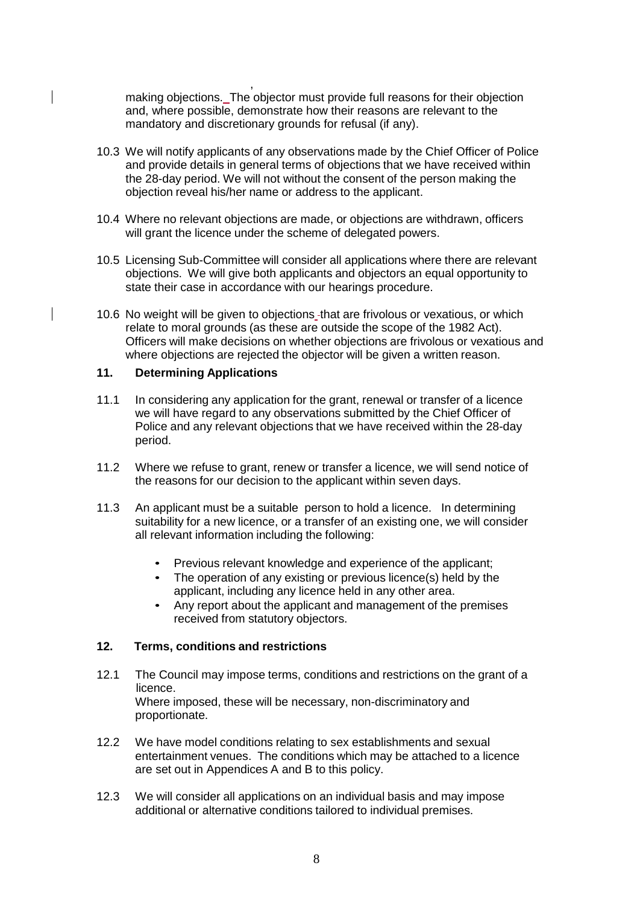making objections. The objector must provide full reasons for their objection and, where possible, demonstrate how their reasons are relevant to the mandatory and discretionary grounds for refusal (if any).

10.3 We will notify applicants of any observations made by the Chief Officer of Police and provide details in general terms of objections that we have received within the 28-day period. We will not without the consent of the person making the objection reveal his/her name or address to the applicant.

10.4 Where no relevant objections are made, or objections are withdrawn, officers will grant the licence under the scheme of delegated powers.

10.5 Licensing Sub-Committee will consider all applications where there are relevant objections. We will give both applicants and objectors an equal opportunity to state their case in accordance with our hearings procedure.

10.6 No weight will be given to objections that are frivolous or vexatious, or which relate to moral grounds (as these are outside the scope of the 1982 Act). Officers will make decisions on whether objections are frivolous or vexatious and where objections are rejected the objector will be given a written reason.

## 11. Determining Applications

11.1 In considering any application for the grant, renewal or transfer of a licence we will have regard to any observations submitted by the Chief Officer of Police and any relevant objections that we have received within the 28-day period.

11.2 Where we refuse to grant, renew or transfer a licence, we will send notice of the reasons for our decision to the applicant within seven days.

11.3 An applicant must be a suitable person to hold a licence. In determining suitability for a new licence, or a transfer of an existing one, we will consider all relevant information including the following:

- Previous relevant knowledge and experience of the applicant;
- The operation of any existing or previous licence(s) held by the applicant, including any licence held in any other area.
- Any report about the applicant and management of the premises received from statutory objectors.

## 12. Terms, conditions and restrictions

12.1 The Council may impose terms, conditions and restrictions on the grant of a licence.
Where imposed, these will be necessary, non-discriminatory and proportionate.

12.2 We have model conditions relating to sex establishments and sexual entertainment venues. The conditions which may be attached to a licence are set out in Appendices A and B to this policy.

12.3 We will consider all applications on an individual basis and may impose additional or alternative conditions tailored to individual premises.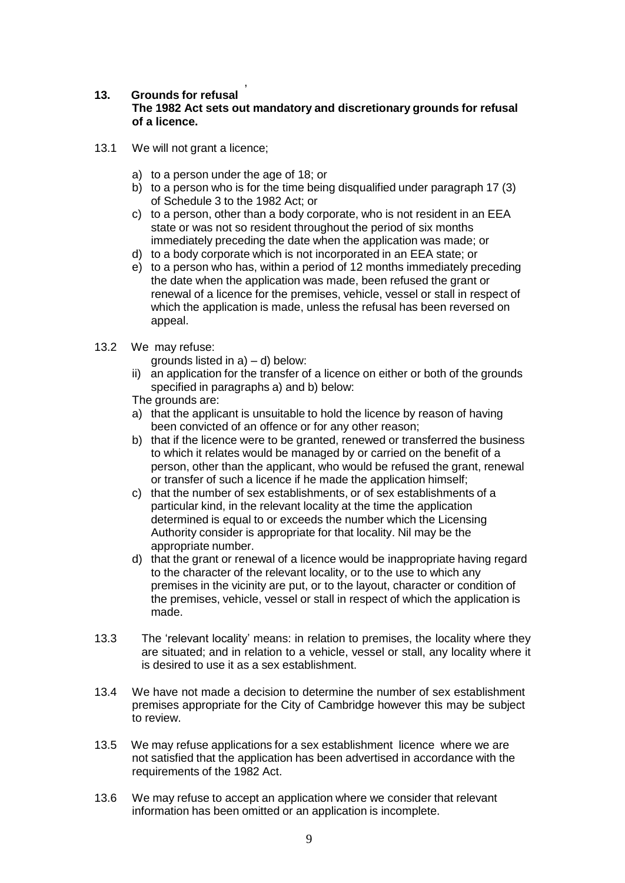## 13. Grounds for refusal

**The 1982 Act sets out mandatory and discretionary grounds for refusal of a licence.**

13.1 We will not grant a licence;

a) to a person under the age of 18; or
b) to a person who is for the time being disqualified under paragraph 17 (3) of Schedule 3 to the 1982 Act; or
c) to a person, other than a body corporate, who is not resident in an EEA state or was not so resident throughout the period of six months immediately preceding the date when the application was made; or
d) to a body corporate which is not incorporated in an EEA state; or
e) to a person who has, within a period of 12 months immediately preceding the date when the application was made, been refused the grant or renewal of a licence for the premises, vehicle, vessel or stall in respect of which the application is made, unless the refusal has been reversed on appeal.

13.2 We may refuse:

grounds listed in a) – d) below:

ii) an application for the transfer of a licence on either or both of the grounds specified in paragraphs a) and b) below:

The grounds are:

a) that the applicant is unsuitable to hold the licence by reason of having been convicted of an offence or for any other reason;
b) that if the licence were to be granted, renewed or transferred the business to which it relates would be managed by or carried on the benefit of a person, other than the applicant, who would be refused the grant, renewal or transfer of such a licence if he made the application himself;
c) that the number of sex establishments, or of sex establishments of a particular kind, in the relevant locality at the time the application determined is equal to or exceeds the number which the Licensing Authority consider is appropriate for that locality. Nil may be the appropriate number.
d) that the grant or renewal of a licence would be inappropriate having regard to the character of the relevant locality, or to the use to which any premises in the vicinity are put, or to the layout, character or condition of the premises, vehicle, vessel or stall in respect of which the application is made.

13.3 The 'relevant locality' means: in relation to premises, the locality where they are situated; and in relation to a vehicle, vessel or stall, any locality where it is desired to use it as a sex establishment.

13.4 We have not made a decision to determine the number of sex establishment premises appropriate for the City of Cambridge however this may be subject to review.

13.5 We may refuse applications for a sex establishment licence where we are not satisfied that the application has been advertised in accordance with the requirements of the 1982 Act.

13.6 We may refuse to accept an application where we consider that relevant information has been omitted or an application is incomplete.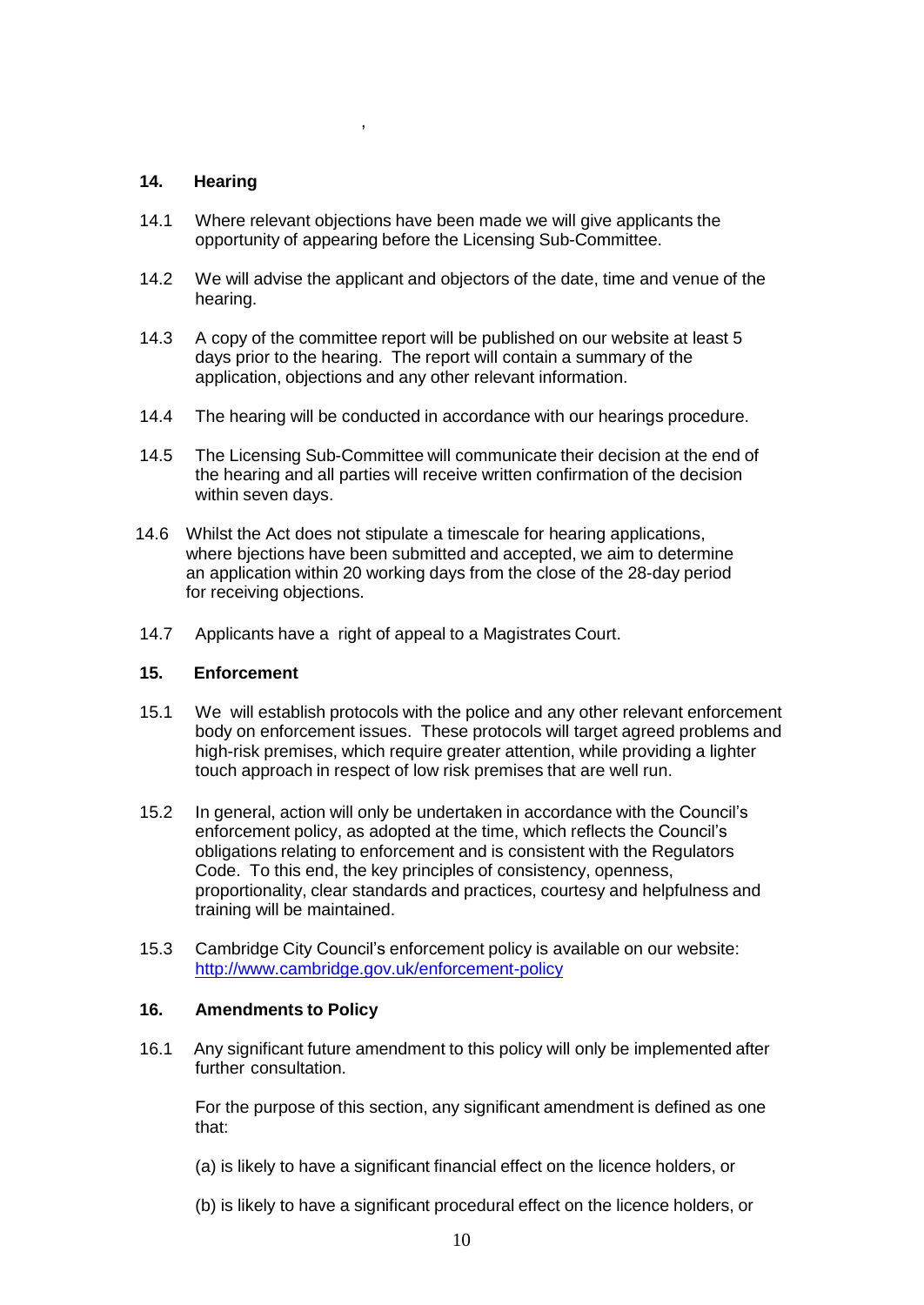,

## 14. Hearing

14.1 Where relevant objections have been made we will give applicants the opportunity of appearing before the Licensing Sub-Committee.

14.2 We will advise the applicant and objectors of the date, time and venue of the hearing.

14.3 A copy of the committee report will be published on our website at least 5 days prior to the hearing. The report will contain a summary of the application, objections and any other relevant information.

14.4 The hearing will be conducted in accordance with our hearings procedure.

14.5 The Licensing Sub-Committee will communicate their decision at the end of the hearing and all parties will receive written confirmation of the decision within seven days.

14.6 Whilst the Act does not stipulate a timescale for hearing applications, where bjections have been submitted and accepted, we aim to determine an application within 20 working days from the close of the 28-day period for receiving objections.

14.7 Applicants have a right of appeal to a Magistrates Court.

## 15. Enforcement

15.1 We will establish protocols with the police and any other relevant enforcement body on enforcement issues. These protocols will target agreed problems and high-risk premises, which require greater attention, while providing a lighter touch approach in respect of low risk premises that are well run.

15.2 In general, action will only be undertaken in accordance with the Council's enforcement policy, as adopted at the time, which reflects the Council's obligations relating to enforcement and is consistent with the Regulators Code. To this end, the key principles of consistency, openness, proportionality, clear standards and practices, courtesy and helpfulness and training will be maintained.

15.3 Cambridge City Council's enforcement policy is available on our website: [http://www.cambridge.gov.uk/enforcement-policy](http://www.cambridge.gov.uk/enforcement-policy)

## 16. Amendments to Policy

16.1 Any significant future amendment to this policy will only be implemented after further consultation.

For the purpose of this section, any significant amendment is defined as one that:

(a) is likely to have a significant financial effect on the licence holders, or

(b) is likely to have a significant procedural effect on the licence holders, or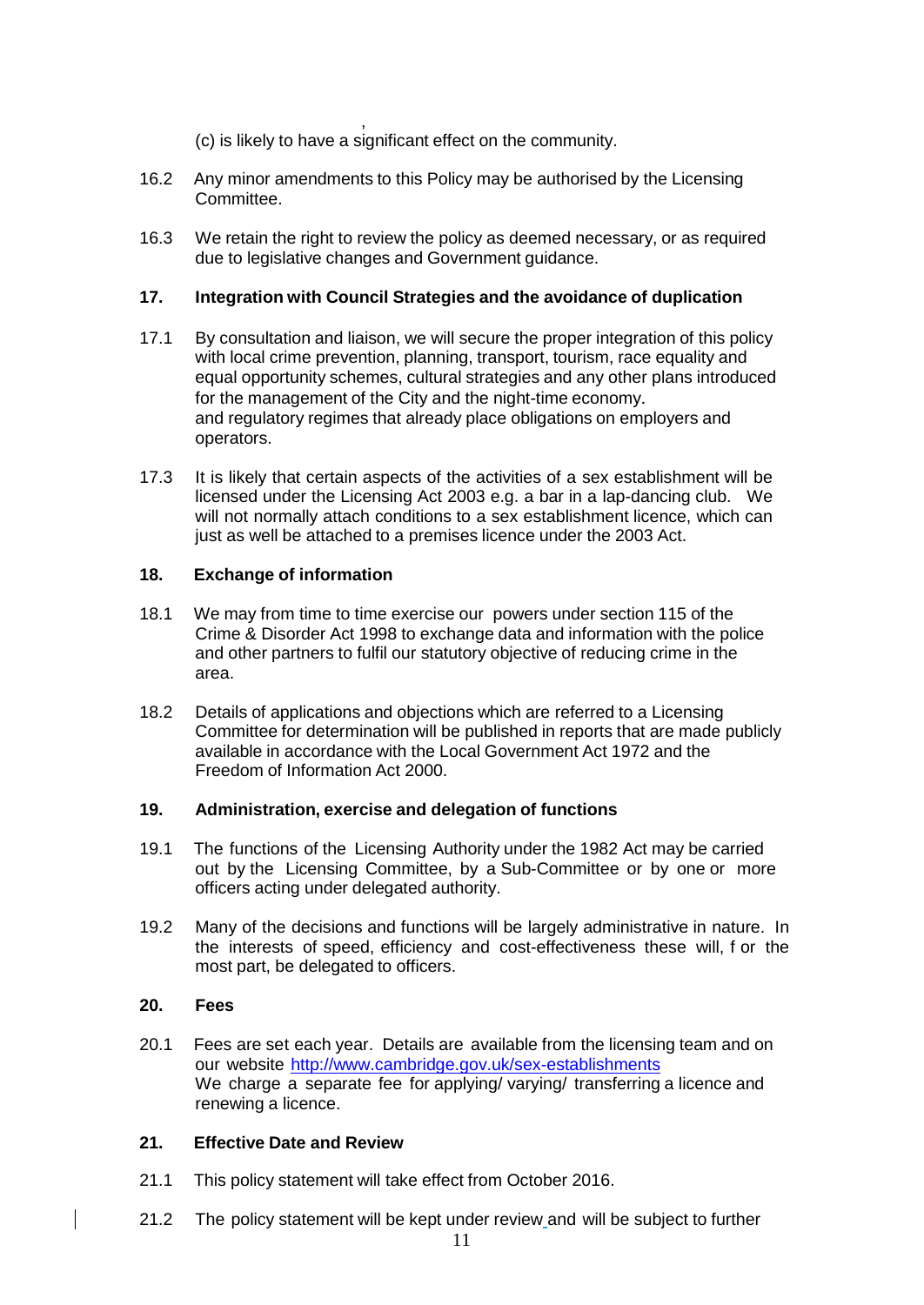(c) is likely to have a significant effect on the community.

16.2 Any minor amendments to this Policy may be authorised by the Licensing Committee.

16.3 We retain the right to review the policy as deemed necessary, or as required due to legislative changes and Government guidance.

## 17. Integration with Council Strategies and the avoidance of duplication

17.1 By consultation and liaison, we will secure the proper integration of this policy with local crime prevention, planning, transport, tourism, race equality and equal opportunity schemes, cultural strategies and any other plans introduced for the management of the City and the night-time economy. and regulatory regimes that already place obligations on employers and operators.

17.3 It is likely that certain aspects of the activities of a sex establishment will be licensed under the Licensing Act 2003 e.g. a bar in a lap-dancing club. We will not normally attach conditions to a sex establishment licence, which can just as well be attached to a premises licence under the 2003 Act.

## 18. Exchange of information

18.1 We may from time to time exercise our powers under section 115 of the Crime & Disorder Act 1998 to exchange data and information with the police and other partners to fulfil our statutory objective of reducing crime in the area.

18.2 Details of applications and objections which are referred to a Licensing Committee for determination will be published in reports that are made publicly available in accordance with the Local Government Act 1972 and the Freedom of Information Act 2000.

## 19. Administration, exercise and delegation of functions

19.1 The functions of the Licensing Authority under the 1982 Act may be carried out by the Licensing Committee, by a Sub-Committee or by one or more officers acting under delegated authority.

19.2 Many of the decisions and functions will be largely administrative in nature. In the interests of speed, efficiency and cost-effectiveness these will, for the most part, be delegated to officers.

## 20. Fees

20.1 Fees are set each year. Details are available from the licensing team and on our website http://www.cambridge.gov.uk/sex-establishments
We charge a separate fee for applying/ varying/ transferring a licence and renewing a licence.

## 21. Effective Date and Review

21.1 This policy statement will take effect from October 2016.

21.2 The policy statement will be kept under review and will be subject to further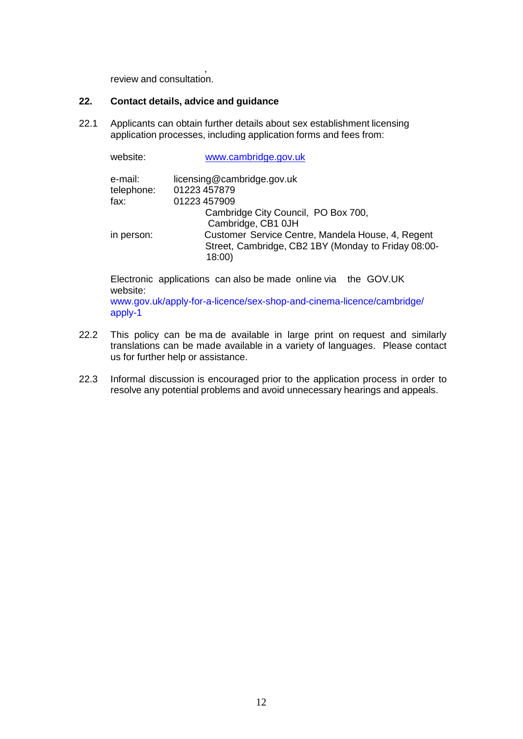review and consultation.

## 22. Contact details, advice and guidance

22.1 Applicants can obtain further details about sex establishment licensing application processes, including application forms and fees from:

website: www.cambridge.gov.uk

e-mail: licensing@cambridge.gov.uk
telephone: 01223 457879
fax: 01223 457909
Cambridge City Council, PO Box 700, Cambridge, CB1 0JH
in person: Customer Service Centre, Mandela House, 4, Regent Street, Cambridge, CB2 1BY (Monday to Friday 08:00-18:00)

Electronic applications can also be made online via the GOV.UK website:
www.gov.uk/apply-for-a-licence/sex-shop-and-cinema-licence/cambridge/apply-1

22.2 This policy can be made available in large print on request and similarly translations can be made available in a variety of languages. Please contact us for further help or assistance.

22.3 Informal discussion is encouraged prior to the application process in order to resolve any potential problems and avoid unnecessary hearings and appeals.